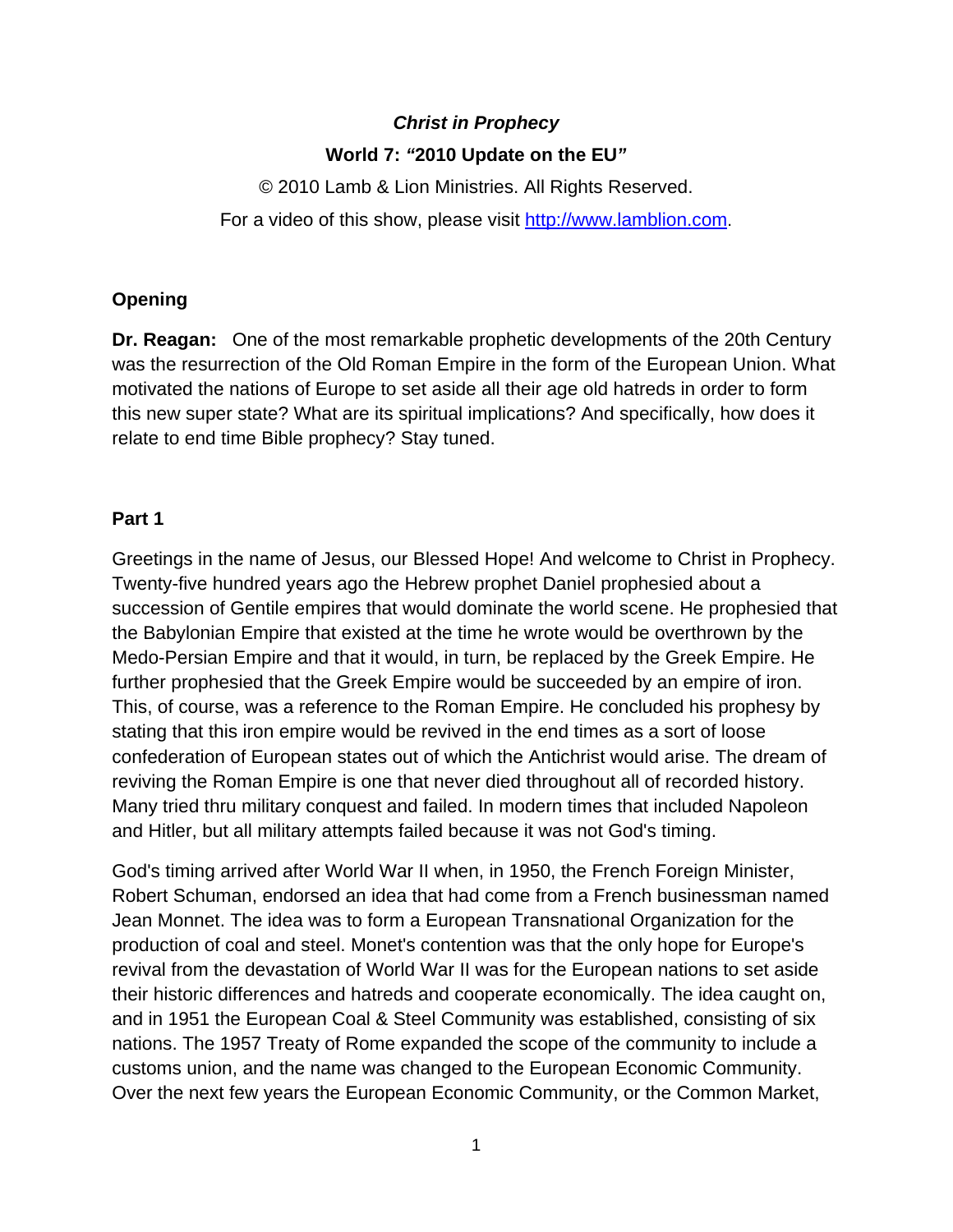***Christ in Prophecy***

**World 7: "2010 Update on the EU"**

© 2010 Lamb & Lion Ministries. All Rights Reserved.

For a video of this show, please visit [http://www.lamblion.com](http://www.lamblion.com).

## Opening

**Dr. Reagan:** One of the most remarkable prophetic developments of the 20th Century was the resurrection of the Old Roman Empire in the form of the European Union. What motivated the nations of Europe to set aside all their age old hatreds in order to form this new super state? What are its spiritual implications? And specifically, how does it relate to end time Bible prophecy? Stay tuned.

## Part 1

Greetings in the name of Jesus, our Blessed Hope! And welcome to Christ in Prophecy. Twenty-five hundred years ago the Hebrew prophet Daniel prophesied about a succession of Gentile empires that would dominate the world scene. He prophesied that the Babylonian Empire that existed at the time he wrote would be overthrown by the Medo-Persian Empire and that it would, in turn, be replaced by the Greek Empire. He further prophesied that the Greek Empire would be succeeded by an empire of iron. This, of course, was a reference to the Roman Empire. He concluded his prophesy by stating that this iron empire would be revived in the end times as a sort of loose confederation of European states out of which the Antichrist would arise. The dream of reviving the Roman Empire is one that never died throughout all of recorded history. Many tried thru military conquest and failed. In modern times that included Napoleon and Hitler, but all military attempts failed because it was not God's timing.

God's timing arrived after World War II when, in 1950, the French Foreign Minister, Robert Schuman, endorsed an idea that had come from a French businessman named Jean Monnet. The idea was to form a European Transnational Organization for the production of coal and steel. Monet's contention was that the only hope for Europe's revival from the devastation of World War II was for the European nations to set aside their historic differences and hatreds and cooperate economically. The idea caught on, and in 1951 the European Coal & Steel Community was established, consisting of six nations. The 1957 Treaty of Rome expanded the scope of the community to include a customs union, and the name was changed to the European Economic Community. Over the next few years the European Economic Community, or the Common Market,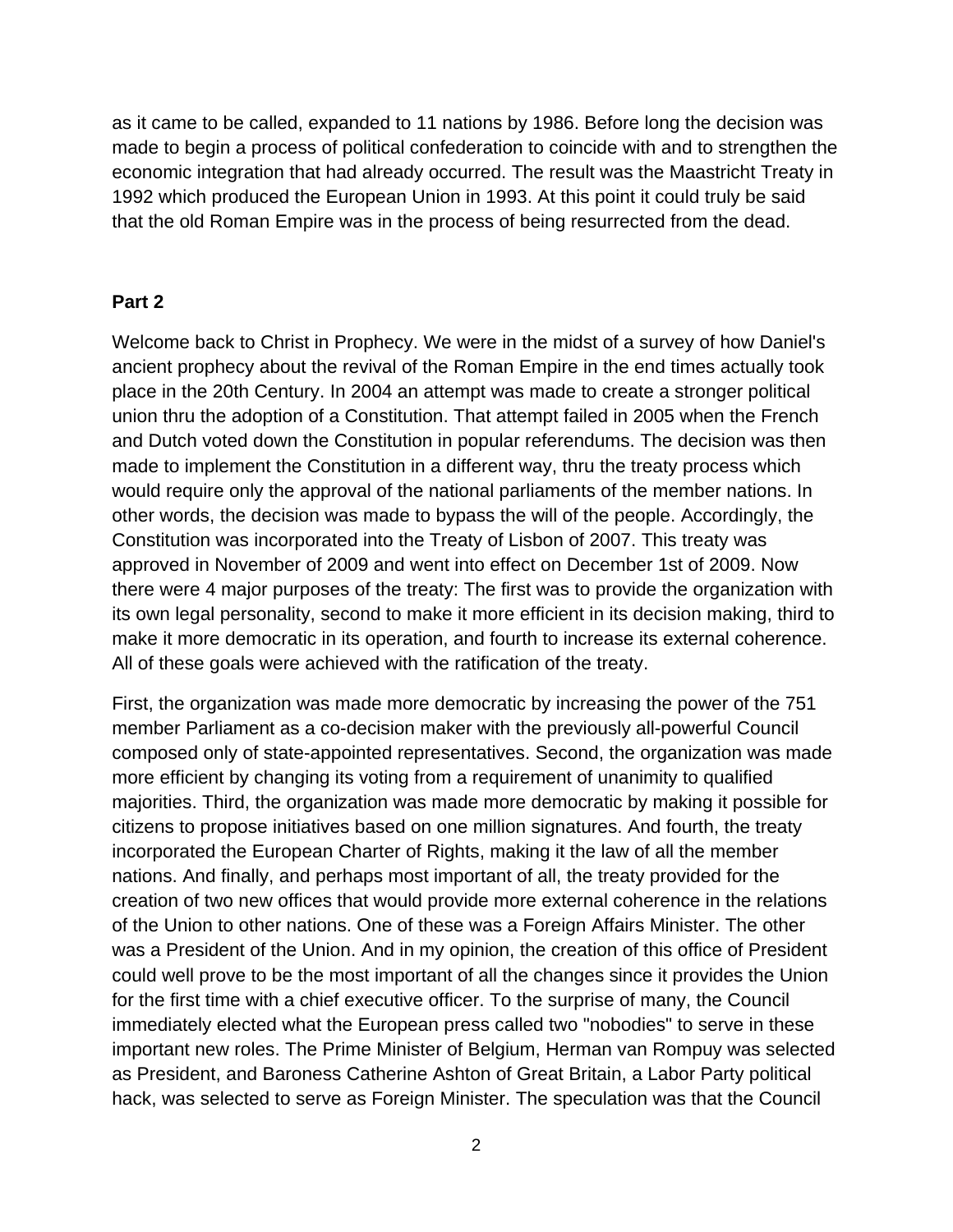as it came to be called, expanded to 11 nations by 1986. Before long the decision was made to begin a process of political confederation to coincide with and to strengthen the economic integration that had already occurred. The result was the Maastricht Treaty in 1992 which produced the European Union in 1993. At this point it could truly be said that the old Roman Empire was in the process of being resurrected from the dead.

**Part 2**

Welcome back to Christ in Prophecy. We were in the midst of a survey of how Daniel's ancient prophecy about the revival of the Roman Empire in the end times actually took place in the 20th Century. In 2004 an attempt was made to create a stronger political union thru the adoption of a Constitution. That attempt failed in 2005 when the French and Dutch voted down the Constitution in popular referendums. The decision was then made to implement the Constitution in a different way, thru the treaty process which would require only the approval of the national parliaments of the member nations. In other words, the decision was made to bypass the will of the people. Accordingly, the Constitution was incorporated into the Treaty of Lisbon of 2007. This treaty was approved in November of 2009 and went into effect on December 1st of 2009. Now there were 4 major purposes of the treaty: The first was to provide the organization with its own legal personality, second to make it more efficient in its decision making, third to make it more democratic in its operation, and fourth to increase its external coherence. All of these goals were achieved with the ratification of the treaty.

First, the organization was made more democratic by increasing the power of the 751 member Parliament as a co-decision maker with the previously all-powerful Council composed only of state-appointed representatives. Second, the organization was made more efficient by changing its voting from a requirement of unanimity to qualified majorities. Third, the organization was made more democratic by making it possible for citizens to propose initiatives based on one million signatures. And fourth, the treaty incorporated the European Charter of Rights, making it the law of all the member nations. And finally, and perhaps most important of all, the treaty provided for the creation of two new offices that would provide more external coherence in the relations of the Union to other nations. One of these was a Foreign Affairs Minister. The other was a President of the Union. And in my opinion, the creation of this office of President could well prove to be the most important of all the changes since it provides the Union for the first time with a chief executive officer. To the surprise of many, the Council immediately elected what the European press called two "nobodies" to serve in these important new roles. The Prime Minister of Belgium, Herman van Rompuy was selected as President, and Baroness Catherine Ashton of Great Britain, a Labor Party political hack, was selected to serve as Foreign Minister. The speculation was that the Council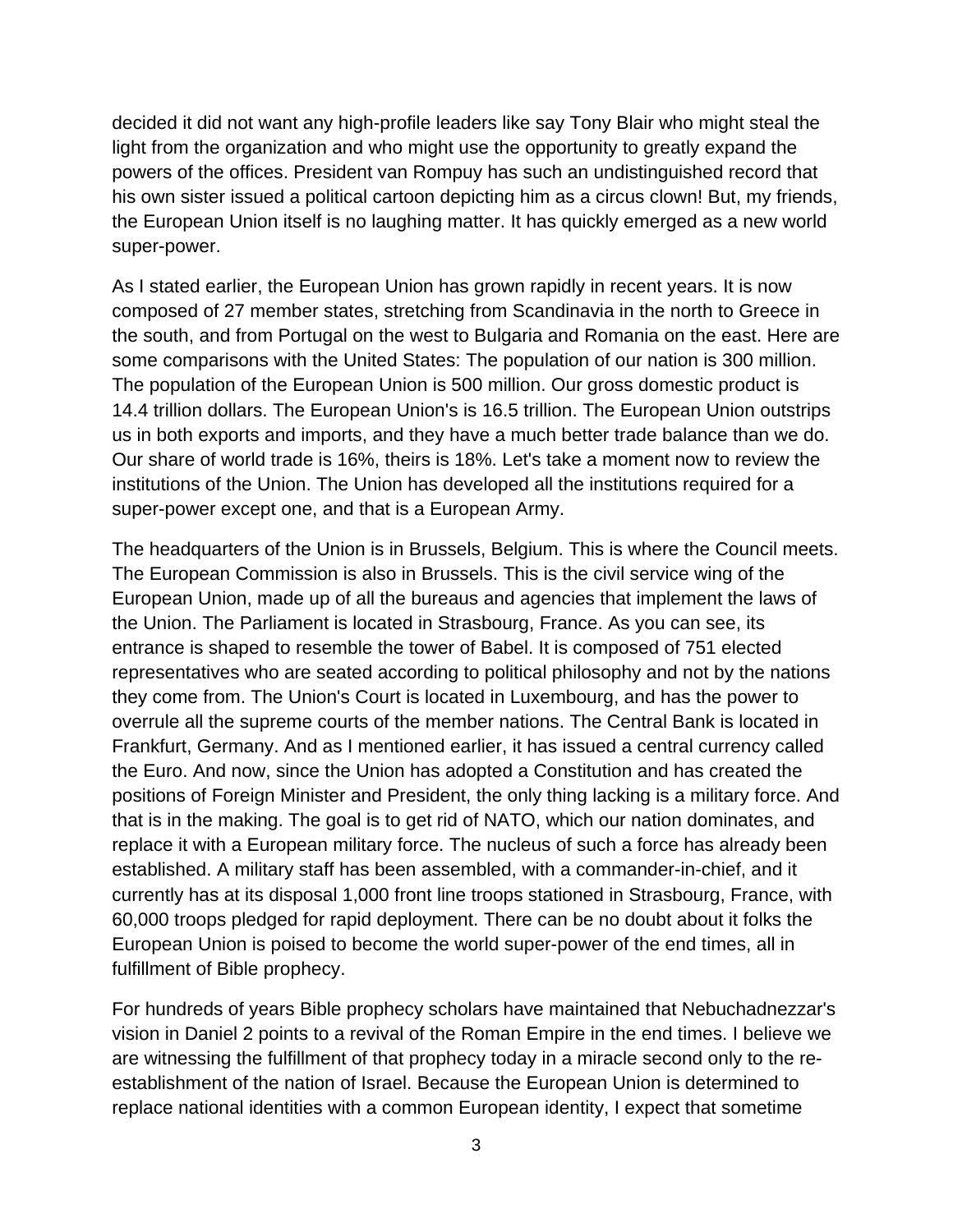decided it did not want any high-profile leaders like say Tony Blair who might steal the light from the organization and who might use the opportunity to greatly expand the powers of the offices. President van Rompuy has such an undistinguished record that his own sister issued a political cartoon depicting him as a circus clown! But, my friends, the European Union itself is no laughing matter. It has quickly emerged as a new world super-power.

As I stated earlier, the European Union has grown rapidly in recent years. It is now composed of 27 member states, stretching from Scandinavia in the north to Greece in the south, and from Portugal on the west to Bulgaria and Romania on the east. Here are some comparisons with the United States: The population of our nation is 300 million. The population of the European Union is 500 million. Our gross domestic product is 14.4 trillion dollars. The European Union's is 16.5 trillion. The European Union outstrips us in both exports and imports, and they have a much better trade balance than we do. Our share of world trade is 16%, theirs is 18%. Let's take a moment now to review the institutions of the Union. The Union has developed all the institutions required for a super-power except one, and that is a European Army.

The headquarters of the Union is in Brussels, Belgium. This is where the Council meets. The European Commission is also in Brussels. This is the civil service wing of the European Union, made up of all the bureaus and agencies that implement the laws of the Union. The Parliament is located in Strasbourg, France. As you can see, its entrance is shaped to resemble the tower of Babel. It is composed of 751 elected representatives who are seated according to political philosophy and not by the nations they come from. The Union's Court is located in Luxembourg, and has the power to overrule all the supreme courts of the member nations. The Central Bank is located in Frankfurt, Germany. And as I mentioned earlier, it has issued a central currency called the Euro. And now, since the Union has adopted a Constitution and has created the positions of Foreign Minister and President, the only thing lacking is a military force. And that is in the making. The goal is to get rid of NATO, which our nation dominates, and replace it with a European military force. The nucleus of such a force has already been established. A military staff has been assembled, with a commander-in-chief, and it currently has at its disposal 1,000 front line troops stationed in Strasbourg, France, with 60,000 troops pledged for rapid deployment. There can be no doubt about it folks the European Union is poised to become the world super-power of the end times, all in fulfillment of Bible prophecy.

For hundreds of years Bible prophecy scholars have maintained that Nebuchadnezzar's vision in Daniel 2 points to a revival of the Roman Empire in the end times. I believe we are witnessing the fulfillment of that prophecy today in a miracle second only to the re-establishment of the nation of Israel. Because the European Union is determined to replace national identities with a common European identity, I expect that sometime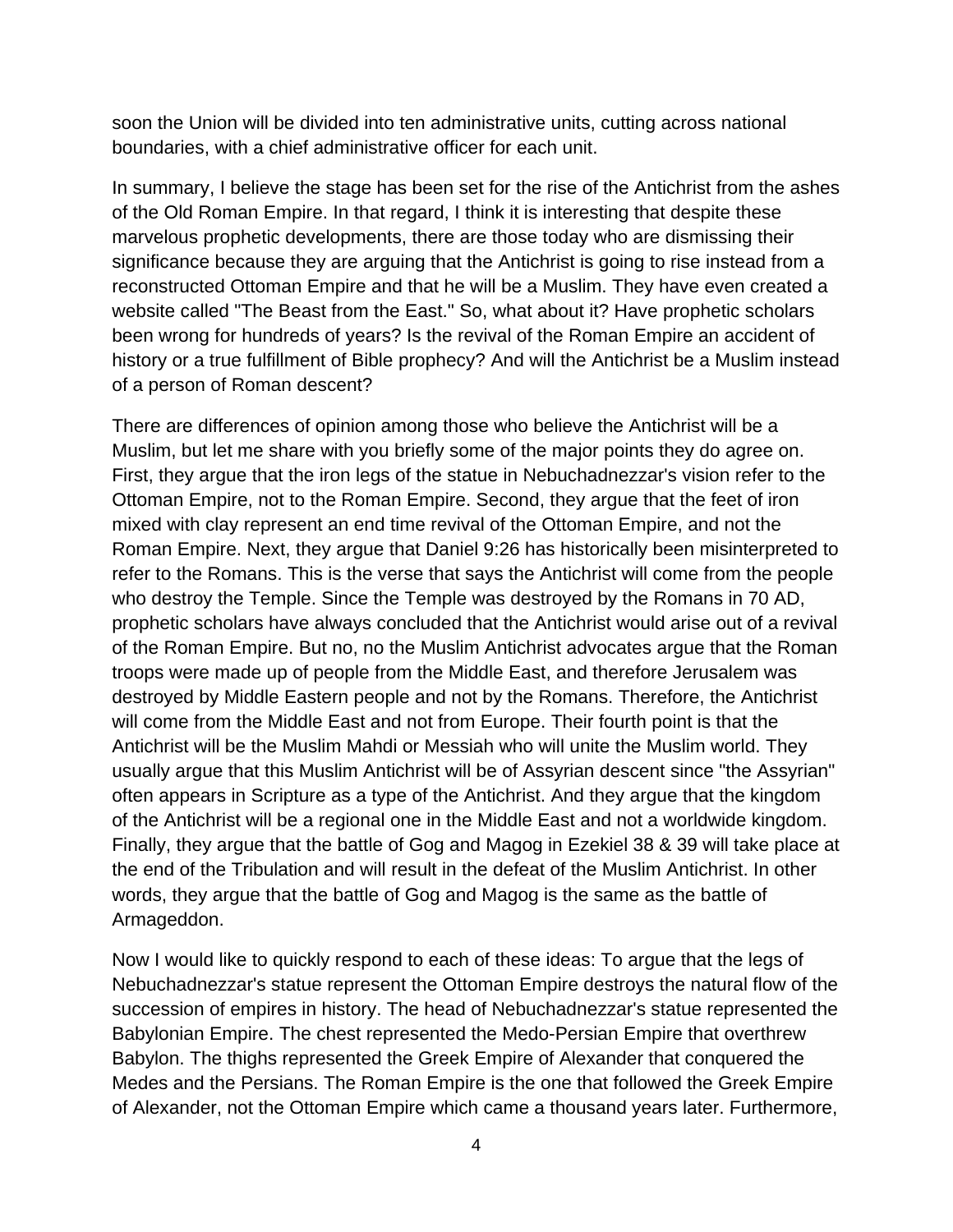soon the Union will be divided into ten administrative units, cutting across national boundaries, with a chief administrative officer for each unit.

In summary, I believe the stage has been set for the rise of the Antichrist from the ashes of the Old Roman Empire. In that regard, I think it is interesting that despite these marvelous prophetic developments, there are those today who are dismissing their significance because they are arguing that the Antichrist is going to rise instead from a reconstructed Ottoman Empire and that he will be a Muslim. They have even created a website called "The Beast from the East." So, what about it? Have prophetic scholars been wrong for hundreds of years? Is the revival of the Roman Empire an accident of history or a true fulfillment of Bible prophecy? And will the Antichrist be a Muslim instead of a person of Roman descent?

There are differences of opinion among those who believe the Antichrist will be a Muslim, but let me share with you briefly some of the major points they do agree on. First, they argue that the iron legs of the statue in Nebuchadnezzar's vision refer to the Ottoman Empire, not to the Roman Empire. Second, they argue that the feet of iron mixed with clay represent an end time revival of the Ottoman Empire, and not the Roman Empire. Next, they argue that Daniel 9:26 has historically been misinterpreted to refer to the Romans. This is the verse that says the Antichrist will come from the people who destroy the Temple. Since the Temple was destroyed by the Romans in 70 AD, prophetic scholars have always concluded that the Antichrist would arise out of a revival of the Roman Empire. But no, no the Muslim Antichrist advocates argue that the Roman troops were made up of people from the Middle East, and therefore Jerusalem was destroyed by Middle Eastern people and not by the Romans. Therefore, the Antichrist will come from the Middle East and not from Europe. Their fourth point is that the Antichrist will be the Muslim Mahdi or Messiah who will unite the Muslim world. They usually argue that this Muslim Antichrist will be of Assyrian descent since "the Assyrian" often appears in Scripture as a type of the Antichrist. And they argue that the kingdom of the Antichrist will be a regional one in the Middle East and not a worldwide kingdom. Finally, they argue that the battle of Gog and Magog in Ezekiel 38 & 39 will take place at the end of the Tribulation and will result in the defeat of the Muslim Antichrist. In other words, they argue that the battle of Gog and Magog is the same as the battle of Armageddon.

Now I would like to quickly respond to each of these ideas: To argue that the legs of Nebuchadnezzar's statue represent the Ottoman Empire destroys the natural flow of the succession of empires in history. The head of Nebuchadnezzar's statue represented the Babylonian Empire. The chest represented the Medo-Persian Empire that overthrew Babylon. The thighs represented the Greek Empire of Alexander that conquered the Medes and the Persians. The Roman Empire is the one that followed the Greek Empire of Alexander, not the Ottoman Empire which came a thousand years later. Furthermore,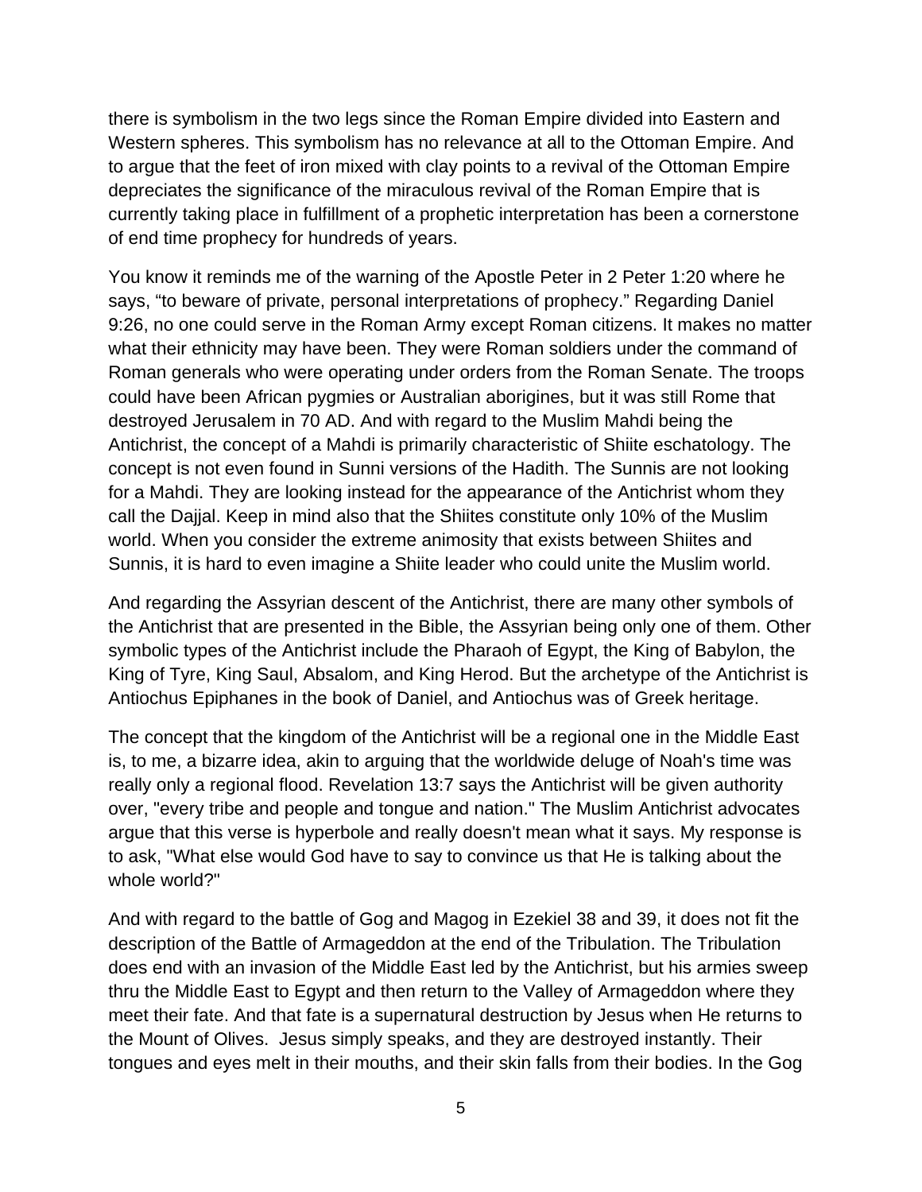there is symbolism in the two legs since the Roman Empire divided into Eastern and Western spheres. This symbolism has no relevance at all to the Ottoman Empire. And to argue that the feet of iron mixed with clay points to a revival of the Ottoman Empire depreciates the significance of the miraculous revival of the Roman Empire that is currently taking place in fulfillment of a prophetic interpretation has been a cornerstone of end time prophecy for hundreds of years.

You know it reminds me of the warning of the Apostle Peter in 2 Peter 1:20 where he says, “to beware of private, personal interpretations of prophecy.” Regarding Daniel 9:26, no one could serve in the Roman Army except Roman citizens. It makes no matter what their ethnicity may have been. They were Roman soldiers under the command of Roman generals who were operating under orders from the Roman Senate. The troops could have been African pygmies or Australian aborigines, but it was still Rome that destroyed Jerusalem in 70 AD. And with regard to the Muslim Mahdi being the Antichrist, the concept of a Mahdi is primarily characteristic of Shiite eschatology. The concept is not even found in Sunni versions of the Hadith. The Sunnis are not looking for a Mahdi. They are looking instead for the appearance of the Antichrist whom they call the Dajjal. Keep in mind also that the Shiites constitute only 10% of the Muslim world. When you consider the extreme animosity that exists between Shiites and Sunnis, it is hard to even imagine a Shiite leader who could unite the Muslim world.

And regarding the Assyrian descent of the Antichrist, there are many other symbols of the Antichrist that are presented in the Bible, the Assyrian being only one of them. Other symbolic types of the Antichrist include the Pharaoh of Egypt, the King of Babylon, the King of Tyre, King Saul, Absalom, and King Herod. But the archetype of the Antichrist is Antiochus Epiphanes in the book of Daniel, and Antiochus was of Greek heritage.

The concept that the kingdom of the Antichrist will be a regional one in the Middle East is, to me, a bizarre idea, akin to arguing that the worldwide deluge of Noah's time was really only a regional flood. Revelation 13:7 says the Antichrist will be given authority over, "every tribe and people and tongue and nation." The Muslim Antichrist advocates argue that this verse is hyperbole and really doesn't mean what it says. My response is to ask, "What else would God have to say to convince us that He is talking about the whole world?"

And with regard to the battle of Gog and Magog in Ezekiel 38 and 39, it does not fit the description of the Battle of Armageddon at the end of the Tribulation. The Tribulation does end with an invasion of the Middle East led by the Antichrist, but his armies sweep thru the Middle East to Egypt and then return to the Valley of Armageddon where they meet their fate. And that fate is a supernatural destruction by Jesus when He returns to the Mount of Olives. Jesus simply speaks, and they are destroyed instantly. Their tongues and eyes melt in their mouths, and their skin falls from their bodies. In the Gog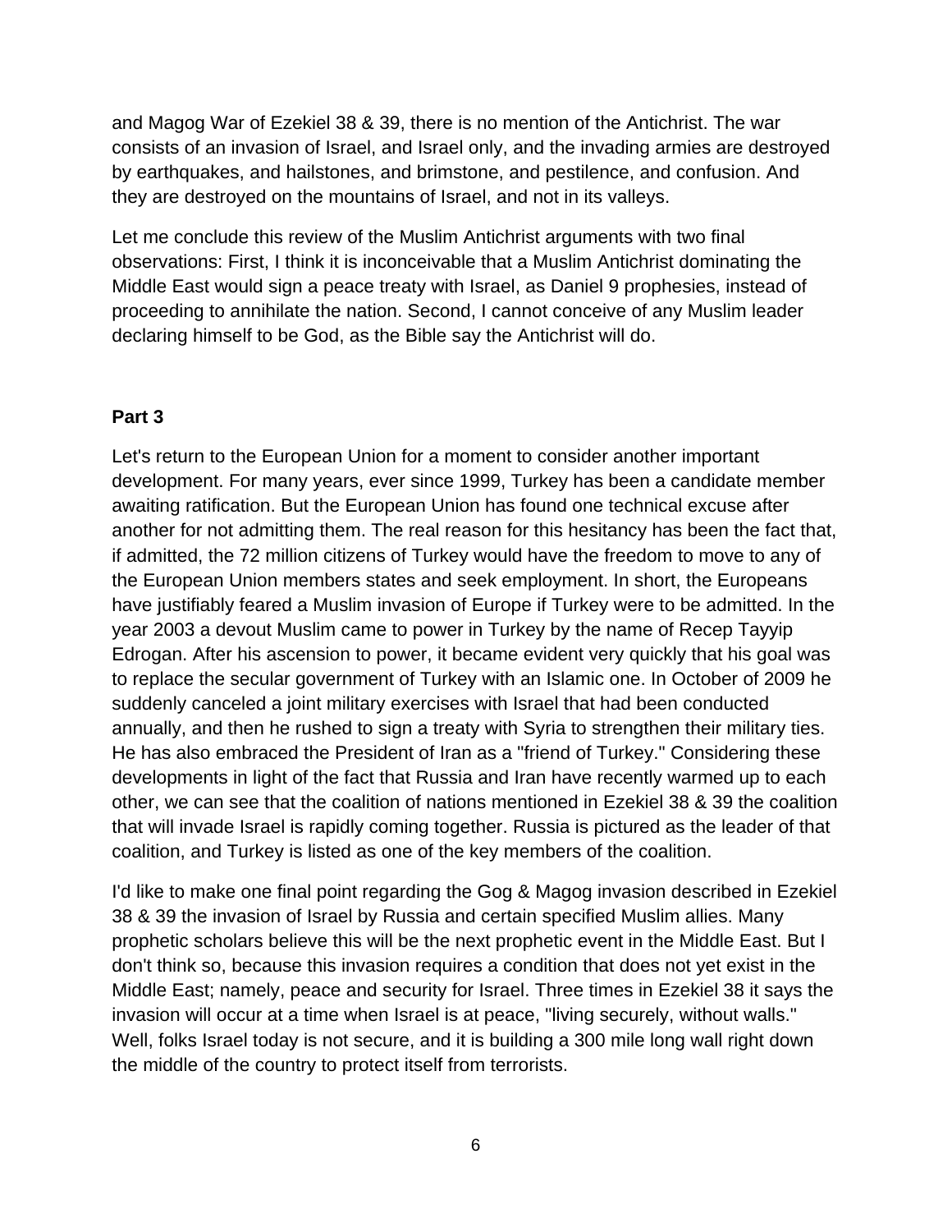and Magog War of Ezekiel 38 & 39, there is no mention of the Antichrist. The war consists of an invasion of Israel, and Israel only, and the invading armies are destroyed by earthquakes, and hailstones, and brimstone, and pestilence, and confusion. And they are destroyed on the mountains of Israel, and not in its valleys.

Let me conclude this review of the Muslim Antichrist arguments with two final observations: First, I think it is inconceivable that a Muslim Antichrist dominating the Middle East would sign a peace treaty with Israel, as Daniel 9 prophesies, instead of proceeding to annihilate the nation. Second, I cannot conceive of any Muslim leader declaring himself to be God, as the Bible say the Antichrist will do.

**Part 3**

Let's return to the European Union for a moment to consider another important development. For many years, ever since 1999, Turkey has been a candidate member awaiting ratification. But the European Union has found one technical excuse after another for not admitting them. The real reason for this hesitancy has been the fact that, if admitted, the 72 million citizens of Turkey would have the freedom to move to any of the European Union members states and seek employment. In short, the Europeans have justifiably feared a Muslim invasion of Europe if Turkey were to be admitted. In the year 2003 a devout Muslim came to power in Turkey by the name of Recep Tayyip Edrogan. After his ascension to power, it became evident very quickly that his goal was to replace the secular government of Turkey with an Islamic one. In October of 2009 he suddenly canceled a joint military exercises with Israel that had been conducted annually, and then he rushed to sign a treaty with Syria to strengthen their military ties. He has also embraced the President of Iran as a "friend of Turkey." Considering these developments in light of the fact that Russia and Iran have recently warmed up to each other, we can see that the coalition of nations mentioned in Ezekiel 38 & 39 the coalition that will invade Israel is rapidly coming together. Russia is pictured as the leader of that coalition, and Turkey is listed as one of the key members of the coalition.

I'd like to make one final point regarding the Gog & Magog invasion described in Ezekiel 38 & 39 the invasion of Israel by Russia and certain specified Muslim allies. Many prophetic scholars believe this will be the next prophetic event in the Middle East. But I don't think so, because this invasion requires a condition that does not yet exist in the Middle East; namely, peace and security for Israel. Three times in Ezekiel 38 it says the invasion will occur at a time when Israel is at peace, "living securely, without walls." Well, folks Israel today is not secure, and it is building a 300 mile long wall right down the middle of the country to protect itself from terrorists.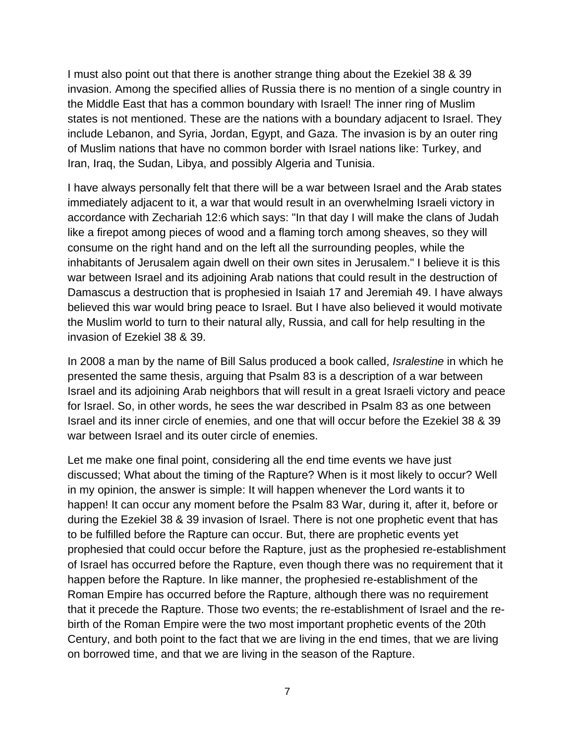I must also point out that there is another strange thing about the Ezekiel 38 & 39 invasion. Among the specified allies of Russia there is no mention of a single country in the Middle East that has a common boundary with Israel! The inner ring of Muslim states is not mentioned. These are the nations with a boundary adjacent to Israel. They include Lebanon, and Syria, Jordan, Egypt, and Gaza. The invasion is by an outer ring of Muslim nations that have no common border with Israel nations like: Turkey, and Iran, Iraq, the Sudan, Libya, and possibly Algeria and Tunisia.

I have always personally felt that there will be a war between Israel and the Arab states immediately adjacent to it, a war that would result in an overwhelming Israeli victory in accordance with Zechariah 12:6 which says: "In that day I will make the clans of Judah like a firepot among pieces of wood and a flaming torch among sheaves, so they will consume on the right hand and on the left all the surrounding peoples, while the inhabitants of Jerusalem again dwell on their own sites in Jerusalem." I believe it is this war between Israel and its adjoining Arab nations that could result in the destruction of Damascus a destruction that is prophesied in Isaiah 17 and Jeremiah 49. I have always believed this war would bring peace to Israel. But I have also believed it would motivate the Muslim world to turn to their natural ally, Russia, and call for help resulting in the invasion of Ezekiel 38 & 39.

In 2008 a man by the name of Bill Salus produced a book called, *Isralestine* in which he presented the same thesis, arguing that Psalm 83 is a description of a war between Israel and its adjoining Arab neighbors that will result in a great Israeli victory and peace for Israel. So, in other words, he sees the war described in Psalm 83 as one between Israel and its inner circle of enemies, and one that will occur before the Ezekiel 38 & 39 war between Israel and its outer circle of enemies.

Let me make one final point, considering all the end time events we have just discussed; What about the timing of the Rapture? When is it most likely to occur? Well in my opinion, the answer is simple: It will happen whenever the Lord wants it to happen! It can occur any moment before the Psalm 83 War, during it, after it, before or during the Ezekiel 38 & 39 invasion of Israel. There is not one prophetic event that has to be fulfilled before the Rapture can occur. But, there are prophetic events yet prophesied that could occur before the Rapture, just as the prophesied re-establishment of Israel has occurred before the Rapture, even though there was no requirement that it happen before the Rapture. In like manner, the prophesied re-establishment of the Roman Empire has occurred before the Rapture, although there was no requirement that it precede the Rapture. Those two events; the re-establishment of Israel and the re-birth of the Roman Empire were the two most important prophetic events of the 20th Century, and both point to the fact that we are living in the end times, that we are living on borrowed time, and that we are living in the season of the Rapture.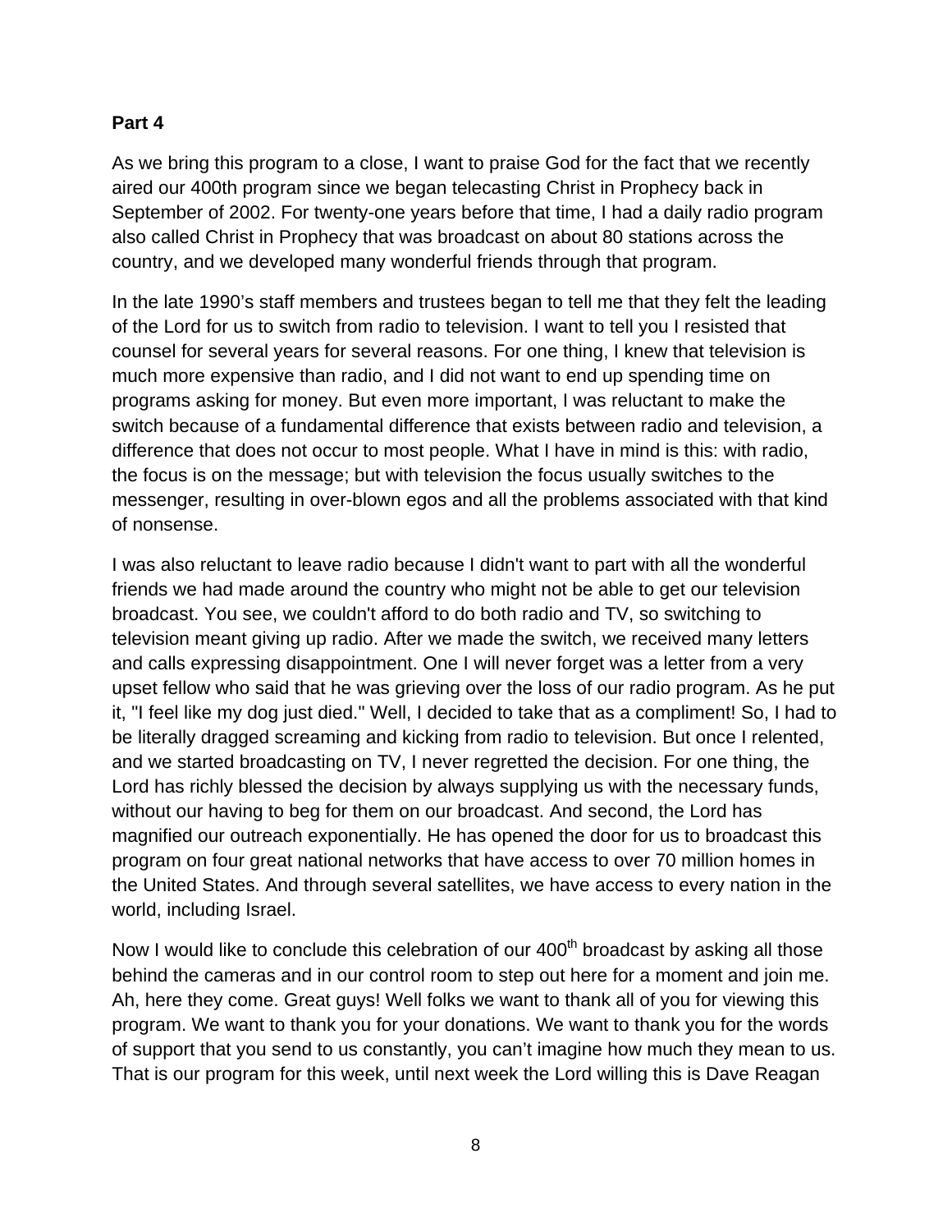**Part 4**

As we bring this program to a close, I want to praise God for the fact that we recently aired our 400th program since we began telecasting Christ in Prophecy back in September of 2002. For twenty-one years before that time, I had a daily radio program also called Christ in Prophecy that was broadcast on about 80 stations across the country, and we developed many wonderful friends through that program.

In the late 1990's staff members and trustees began to tell me that they felt the leading of the Lord for us to switch from radio to television. I want to tell you I resisted that counsel for several years for several reasons. For one thing, I knew that television is much more expensive than radio, and I did not want to end up spending time on programs asking for money. But even more important, I was reluctant to make the switch because of a fundamental difference that exists between radio and television, a difference that does not occur to most people. What I have in mind is this: with radio, the focus is on the message; but with television the focus usually switches to the messenger, resulting in over-blown egos and all the problems associated with that kind of nonsense.

I was also reluctant to leave radio because I didn't want to part with all the wonderful friends we had made around the country who might not be able to get our television broadcast. You see, we couldn't afford to do both radio and TV, so switching to television meant giving up radio. After we made the switch, we received many letters and calls expressing disappointment. One I will never forget was a letter from a very upset fellow who said that he was grieving over the loss of our radio program. As he put it, "I feel like my dog just died." Well, I decided to take that as a compliment! So, I had to be literally dragged screaming and kicking from radio to television. But once I relented, and we started broadcasting on TV, I never regretted the decision. For one thing, the Lord has richly blessed the decision by always supplying us with the necessary funds, without our having to beg for them on our broadcast. And second, the Lord has magnified our outreach exponentially. He has opened the door for us to broadcast this program on four great national networks that have access to over 70 million homes in the United States. And through several satellites, we have access to every nation in the world, including Israel.

Now I would like to conclude this celebration of our 400th broadcast by asking all those behind the cameras and in our control room to step out here for a moment and join me. Ah, here they come. Great guys! Well folks we want to thank all of you for viewing this program. We want to thank you for your donations. We want to thank you for the words of support that you send to us constantly, you can't imagine how much they mean to us. That is our program for this week, until next week the Lord willing this is Dave Reagan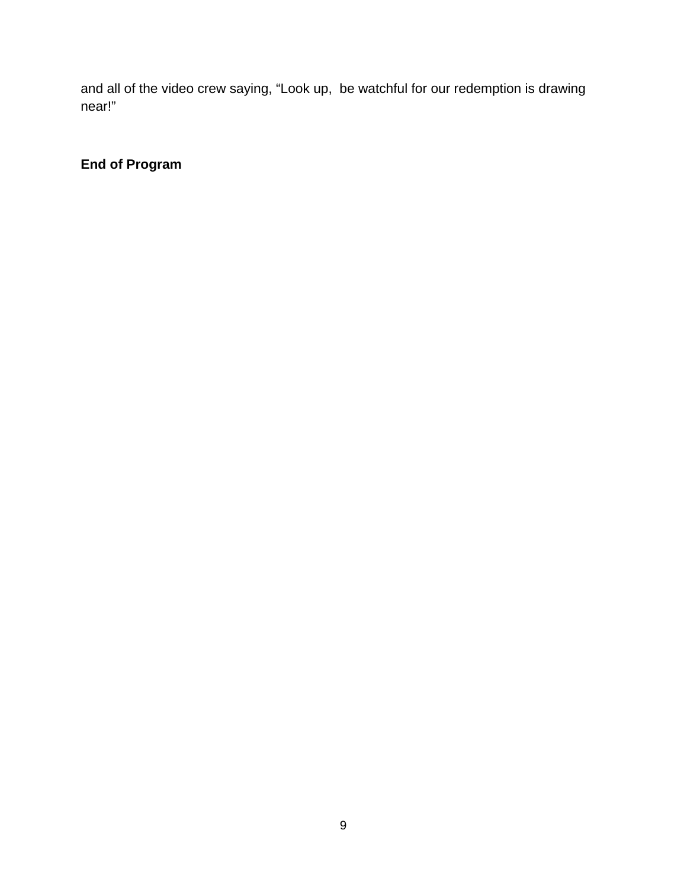and all of the video crew saying, “Look up,  be watchful for our redemption is drawing near!”

**End of Program**